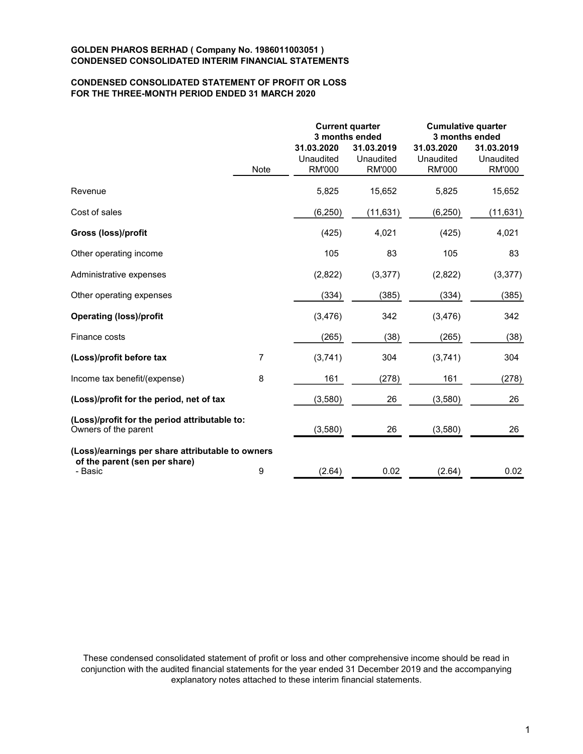**GOLDEN PHAROS BERHAD ( Company No. 1986011003051 )**
**CONDENSED CONSOLIDATED INTERIM FINANCIAL STATEMENTS**

**CONDENSED CONSOLIDATED STATEMENT OF PROFIT OR LOSS**
**FOR THE THREE-MONTH PERIOD ENDED 31 MARCH 2020**

| | | Current quarter 3 months ended | | Cumulative quarter 3 months ended | |
|---|---|---|---|---|---|
| | Note | 31.03.2020 Unaudited RM'000 | 31.03.2019 Unaudited RM'000 | 31.03.2020 Unaudited RM'000 | 31.03.2019 Unaudited RM'000 |
| Revenue | | 5,825 | 15,652 | 5,825 | 15,652 |
| Cost of sales | | (6,250) | (11,631) | (6,250) | (11,631) |
| **Gross (loss)/profit** | | (425) | 4,021 | (425) | 4,021 |
| Other operating income | | 105 | 83 | 105 | 83 |
| Administrative expenses | | (2,822) | (3,377) | (2,822) | (3,377) |
| Other operating expenses | | (334) | (385) | (334) | (385) |
| **Operating (loss)/profit** | | (3,476) | 342 | (3,476) | 342 |
| Finance costs | | (265) | (38) | (265) | (38) |
| **(Loss)/profit before tax** | 7 | (3,741) | 304 | (3,741) | 304 |
| Income tax benefit/(expense) | 8 | 161 | (278) | 161 | (278) |
| **(Loss)/profit for the period, net of tax** | | (3,580) | 26 | (3,580) | 26 |
| **(Loss)/profit for the period attributable to:** | | | | | |
| Owners of the parent | | (3,580) | 26 | (3,580) | 26 |
| **(Loss)/earnings per share attributable to owners of the parent (sen per share)** | | | | | |
| - Basic | 9 | (2.64) | 0.02 | (2.64) | 0.02 |

These condensed consolidated statement of profit or loss and other comprehensive income should be read in conjunction with the audited financial statements for the year ended 31 December 2019 and the accompanying explanatory notes attached to these interim financial statements.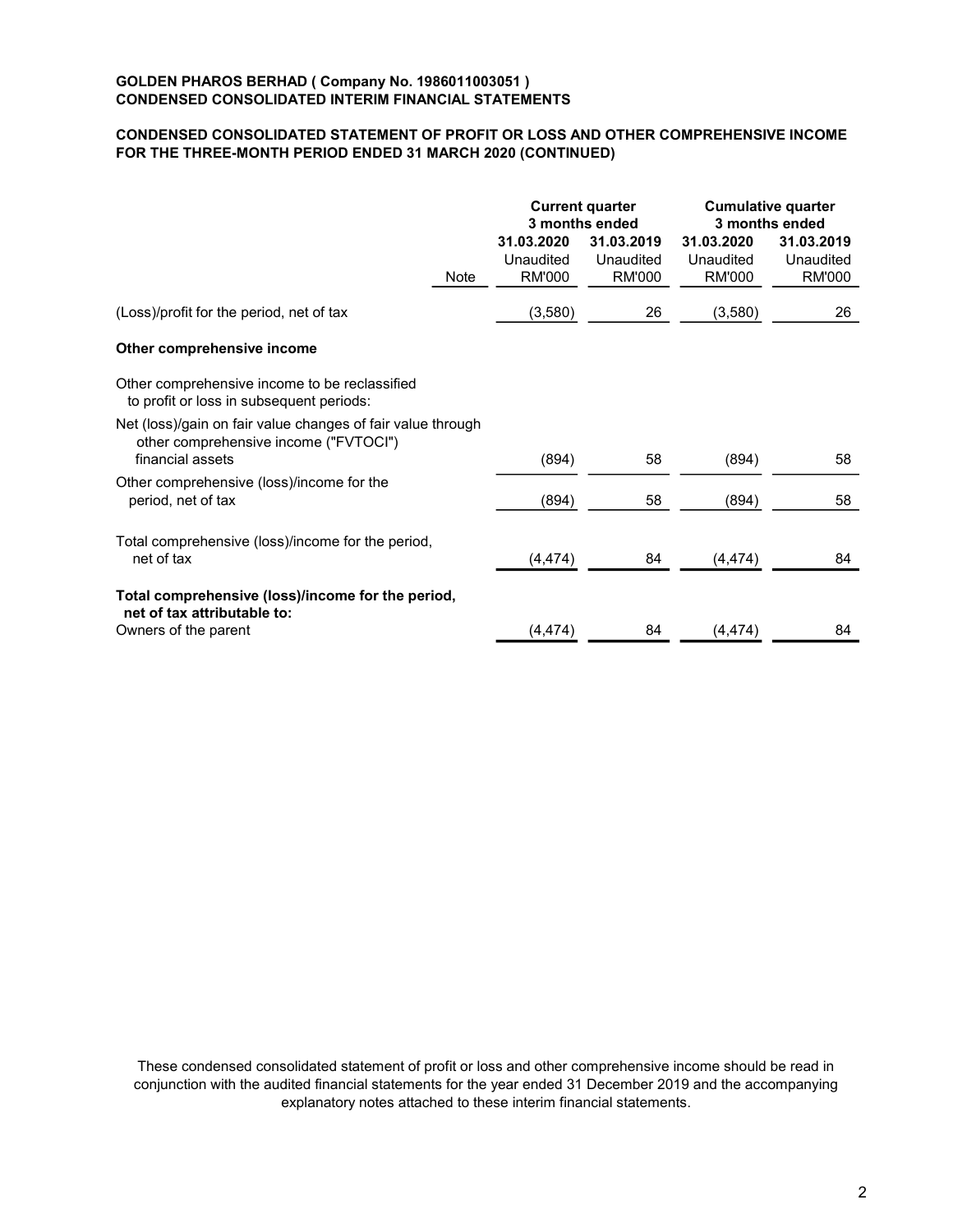**GOLDEN PHAROS BERHAD ( Company No. 1986011003051 )**
**CONDENSED CONSOLIDATED INTERIM FINANCIAL STATEMENTS**

**CONDENSED CONSOLIDATED STATEMENT OF PROFIT OR LOSS AND OTHER COMPREHENSIVE INCOME FOR THE THREE-MONTH PERIOD ENDED 31 MARCH 2020 (CONTINUED)**

| | | Current quarter 3 months ended | | Cumulative quarter 3 months ended | |
|---|---|---|---|---|---|
| | | 31.03.2020 | 31.03.2019 | 31.03.2020 | 31.03.2019 |
| | | Unaudited | Unaudited | Unaudited | Unaudited |
| | Note | RM'000 | RM'000 | RM'000 | RM'000 |
| (Loss)/profit for the period, net of tax | | (3,580) | 26 | (3,580) | 26 |
| **Other comprehensive income** | | | | | |
| Other comprehensive income to be reclassified to profit or loss in subsequent periods: | | | | | |
| Net (loss)/gain on fair value changes of fair value through other comprehensive income ("FVTOCI") financial assets | | (894) | 58 | (894) | 58 |
| Other comprehensive (loss)/income for the period, net of tax | | (894) | 58 | (894) | 58 |
| Total comprehensive (loss)/income for the period, net of tax | | (4,474) | 84 | (4,474) | 84 |
| **Total comprehensive (loss)/income for the period, net of tax attributable to:** | | | | | |
| Owners of the parent | | (4,474) | 84 | (4,474) | 84 |

These condensed consolidated statement of profit or loss and other comprehensive income should be read in conjunction with the audited financial statements for the year ended 31 December 2019 and the accompanying explanatory notes attached to these interim financial statements.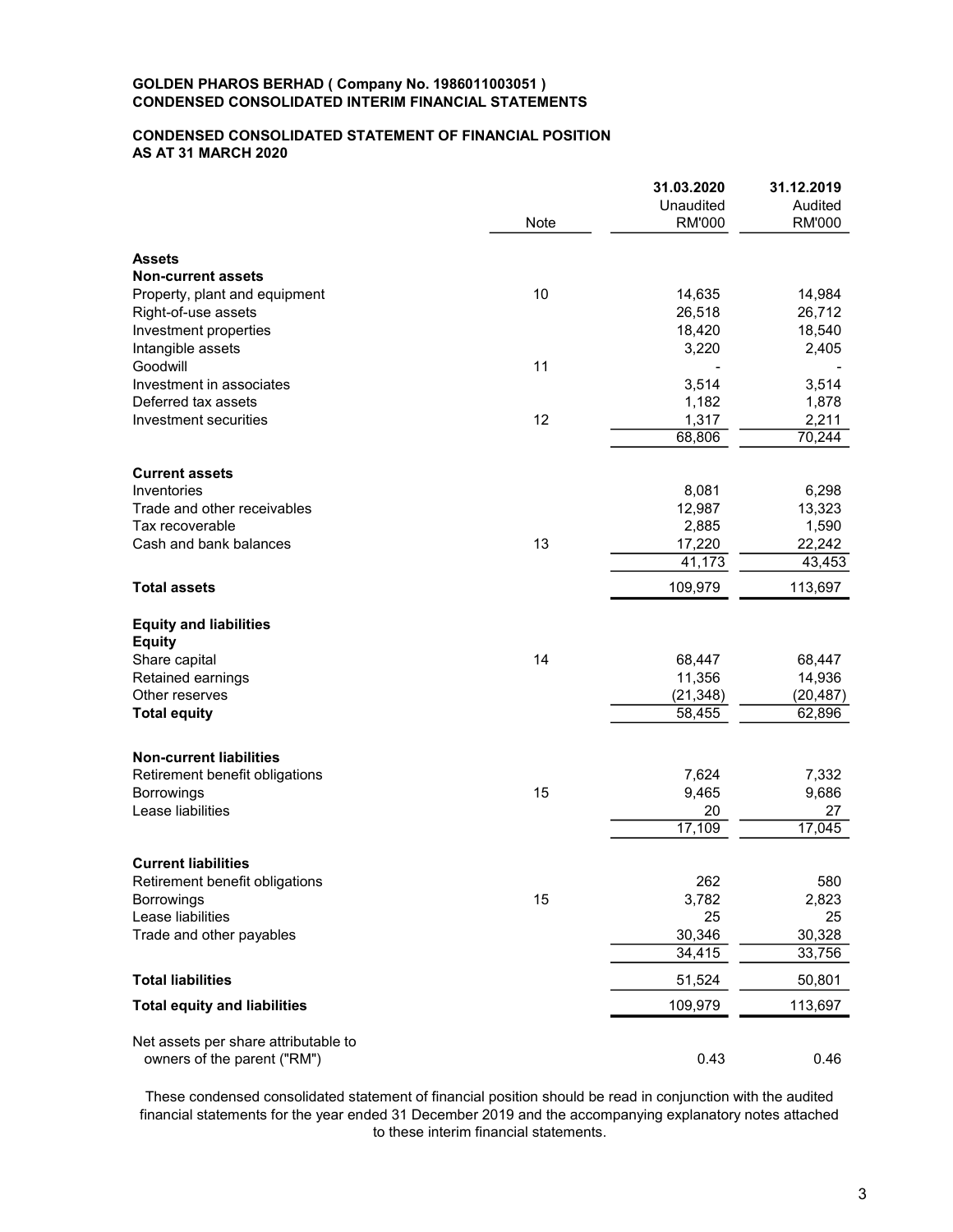**GOLDEN PHAROS BERHAD ( Company No. 1986011003051 )**
**CONDENSED CONSOLIDATED INTERIM FINANCIAL STATEMENTS**

**CONDENSED CONSOLIDATED STATEMENT OF FINANCIAL POSITION**
**AS AT 31 MARCH 2020**

| | Note | 31.03.2020 Unaudited RM'000 | 31.12.2019 Audited RM'000 |
|---|---|---|---|
| **Assets** | | | |
| **Non-current assets** | | | |
| Property, plant and equipment | 10 | 14,635 | 14,984 |
| Right-of-use assets | | 26,518 | 26,712 |
| Investment properties | | 18,420 | 18,540 |
| Intangible assets | | 3,220 | 2,405 |
| Goodwill | 11 | - | - |
| Investment in associates | | 3,514 | 3,514 |
| Deferred tax assets | | 1,182 | 1,878 |
| Investment securities | 12 | 1,317 | 2,211 |
| | | 68,806 | 70,244 |
| **Current assets** | | | |
| Inventories | | 8,081 | 6,298 |
| Trade and other receivables | | 12,987 | 13,323 |
| Tax recoverable | | 2,885 | 1,590 |
| Cash and bank balances | 13 | 17,220 | 22,242 |
| | | 41,173 | 43,453 |
| **Total assets** | | 109,979 | 113,697 |
| **Equity and liabilities** | | | |
| **Equity** | | | |
| Share capital | 14 | 68,447 | 68,447 |
| Retained earnings | | 11,356 | 14,936 |
| Other reserves | | (21,348) | (20,487) |
| **Total equity** | | 58,455 | 62,896 |
| **Non-current liabilities** | | | |
| Retirement benefit obligations | | 7,624 | 7,332 |
| Borrowings | 15 | 9,465 | 9,686 |
| Lease liabilities | | 20 | 27 |
| | | 17,109 | 17,045 |
| **Current liabilities** | | | |
| Retirement benefit obligations | | 262 | 580 |
| Borrowings | 15 | 3,782 | 2,823 |
| Lease liabilities | | 25 | 25 |
| Trade and other payables | | 30,346 | 30,328 |
| | | 34,415 | 33,756 |
| **Total liabilities** | | 51,524 | 50,801 |
| **Total equity and liabilities** | | 109,979 | 113,697 |
| Net assets per share attributable to owners of the parent ("RM") | | 0.43 | 0.46 |

These condensed consolidated statement of financial position should be read in conjunction with the audited financial statements for the year ended 31 December 2019 and the accompanying explanatory notes attached to these interim financial statements.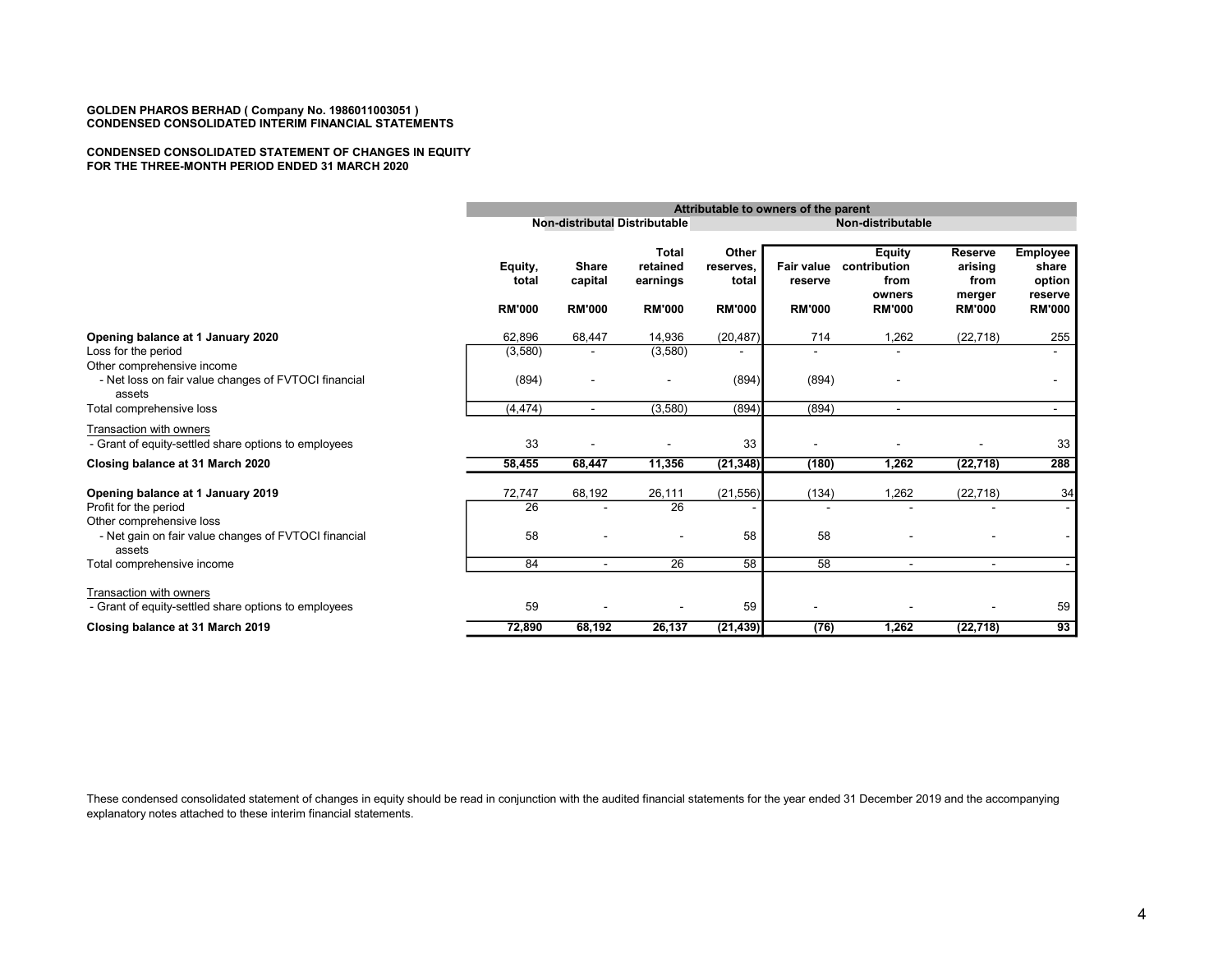**GOLDEN PHAROS BERHAD ( Company No. 1986011003051 )**
**CONDENSED CONSOLIDATED INTERIM FINANCIAL STATEMENTS**

**CONDENSED CONSOLIDATED STATEMENT OF CHANGES IN EQUITY**
**FOR THE THREE-MONTH PERIOD ENDED 31 MARCH 2020**

| | Attributable to owners of the parent | | | | | | | |
|---|---|---|---|---|---|---|---|---|
| | | Non-distributable | Distributable | | Non-distributable | | | |
| | Equity, total | Share capital | Total retained earnings | Other reserves, total | Fair value reserve | Equity contribution from owners | Reserve arising from merger | Employee share option reserve |
| | RM'000 | RM'000 | RM'000 | RM'000 | RM'000 | RM'000 | RM'000 | RM'000 |
| **Opening balance at 1 January 2020** | 62,896 | 68,447 | 14,936 | (20,487) | 714 | 1,262 | (22,718) | 255 |
| Loss for the period | (3,580) | - | (3,580) | - | - | - | | - |
| Other comprehensive income | | | | | | | | |
| - Net loss on fair value changes of FVTOCI financial assets | (894) | - | - | (894) | (894) | - | | - |
| Total comprehensive loss | (4,474) | - | (3,580) | (894) | (894) | - | | - |
| Transaction with owners | | | | | | | | |
| - Grant of equity-settled share options to employees | 33 | - | - | 33 | - | - | - | 33 |
| **Closing balance at 31 March 2020** | **58,455** | **68,447** | **11,356** | **(21,348)** | **(180)** | **1,262** | **(22,718)** | **288** |
| **Opening balance at 1 January 2019** | 72,747 | 68,192 | 26,111 | (21,556) | (134) | 1,262 | (22,718) | 34 |
| Profit for the period | 26 | - | 26 | - | - | - | - | - |
| Other comprehensive loss | | | | | | | | |
| - Net gain on fair value changes of FVTOCI financial assets | 58 | - | - | 58 | 58 | - | - | - |
| Total comprehensive income | 84 | - | 26 | 58 | 58 | - | - | - |
| Transaction with owners | | | | | | | | |
| - Grant of equity-settled share options to employees | 59 | - | - | 59 | - | - | - | 59 |
| **Closing balance at 31 March 2019** | **72,890** | **68,192** | **26,137** | **(21,439)** | **(76)** | **1,262** | **(22,718)** | **93** |

These condensed consolidated statement of changes in equity should be read in conjunction with the audited financial statements for the year ended 31 December 2019 and the accompanying explanatory notes attached to these interim financial statements.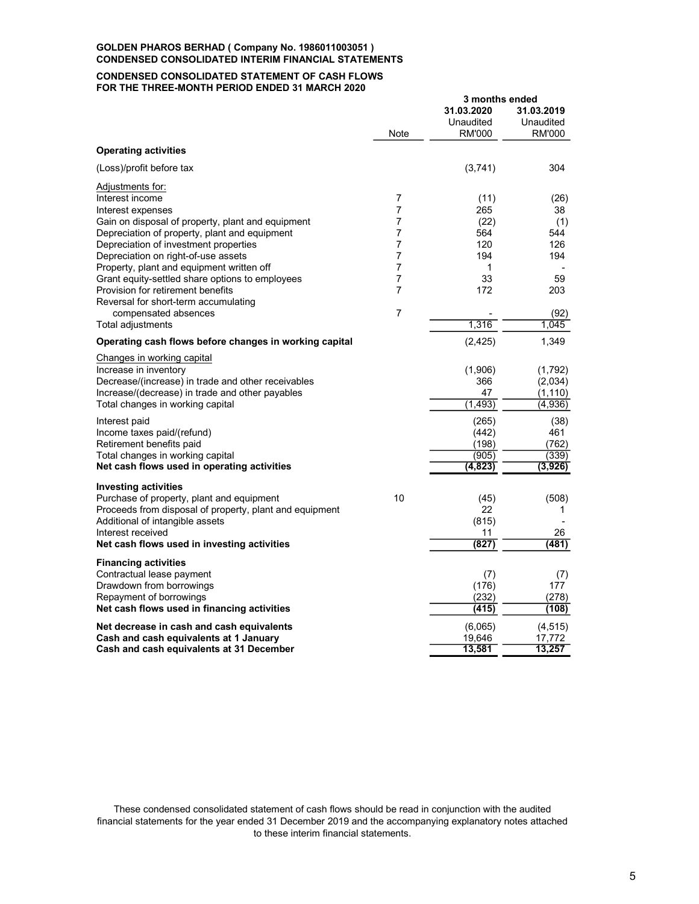**GOLDEN PHAROS BERHAD ( Company No. 1986011003051 )**
**CONDENSED CONSOLIDATED INTERIM FINANCIAL STATEMENTS**

**CONDENSED CONSOLIDATED STATEMENT OF CASH FLOWS**
**FOR THE THREE-MONTH PERIOD ENDED 31 MARCH 2020**

| | Note | 3 months ended 31.03.2020 Unaudited RM'000 | 3 months ended 31.03.2019 Unaudited RM'000 |
|---|---|---|---|
| **Operating activities** | | | |
| (Loss)/profit before tax | | (3,741) | 304 |
| Adjustments for: | | | |
| Interest income | 7 | (11) | (26) |
| Interest expenses | 7 | 265 | 38 |
| Gain on disposal of property, plant and equipment | 7 | (22) | (1) |
| Depreciation of property, plant and equipment | 7 | 564 | 544 |
| Depreciation of investment properties | 7 | 120 | 126 |
| Depreciation on right-of-use assets | 7 | 194 | 194 |
| Property, plant and equipment written off | 7 | 1 | - |
| Grant equity-settled share options to employees | 7 | 33 | 59 |
| Provision for retirement benefits | 7 | 172 | 203 |
| Reversal for short-term accumulating compensated absences | 7 | - | (92) |
| Total adjustments | | 1,316 | 1,045 |
| **Operating cash flows before changes in working capital** | | (2,425) | 1,349 |
| Changes in working capital | | | |
| Increase in inventory | | (1,906) | (1,792) |
| Decrease/(increase) in trade and other receivables | | 366 | (2,034) |
| Increase/(decrease) in trade and other payables | | 47 | (1,110) |
| Total changes in working capital | | (1,493) | (4,936) |
| Interest paid | | (265) | (38) |
| Income taxes paid/(refund) | | (442) | 461 |
| Retirement benefits paid | | (198) | (762) |
| Total changes in working capital | | (905) | (339) |
| **Net cash flows used in operating activities** | | **(4,823)** | **(3,926)** |
| **Investing activities** | | | |
| Purchase of property, plant and equipment | 10 | (45) | (508) |
| Proceeds from disposal of property, plant and equipment | | 22 | 1 |
| Additional of intangible assets | | (815) | - |
| Interest received | | 11 | 26 |
| **Net cash flows used in investing activities** | | **(827)** | **(481)** |
| **Financing activities** | | | |
| Contractual lease payment | | (7) | (7) |
| Drawdown from borrowings | | (176) | 177 |
| Repayment of borrowings | | (232) | (278) |
| **Net cash flows used in financing activities** | | **(415)** | **(108)** |
| **Net decrease in cash and cash equivalents** | | (6,065) | (4,515) |
| **Cash and cash equivalents at 1 January** | | 19,646 | 17,772 |
| **Cash and cash equivalents at 31 December** | | **13,581** | **13,257** |

These condensed consolidated statement of cash flows should be read in conjunction with the audited financial statements for the year ended 31 December 2019 and the accompanying explanatory notes attached to these interim financial statements.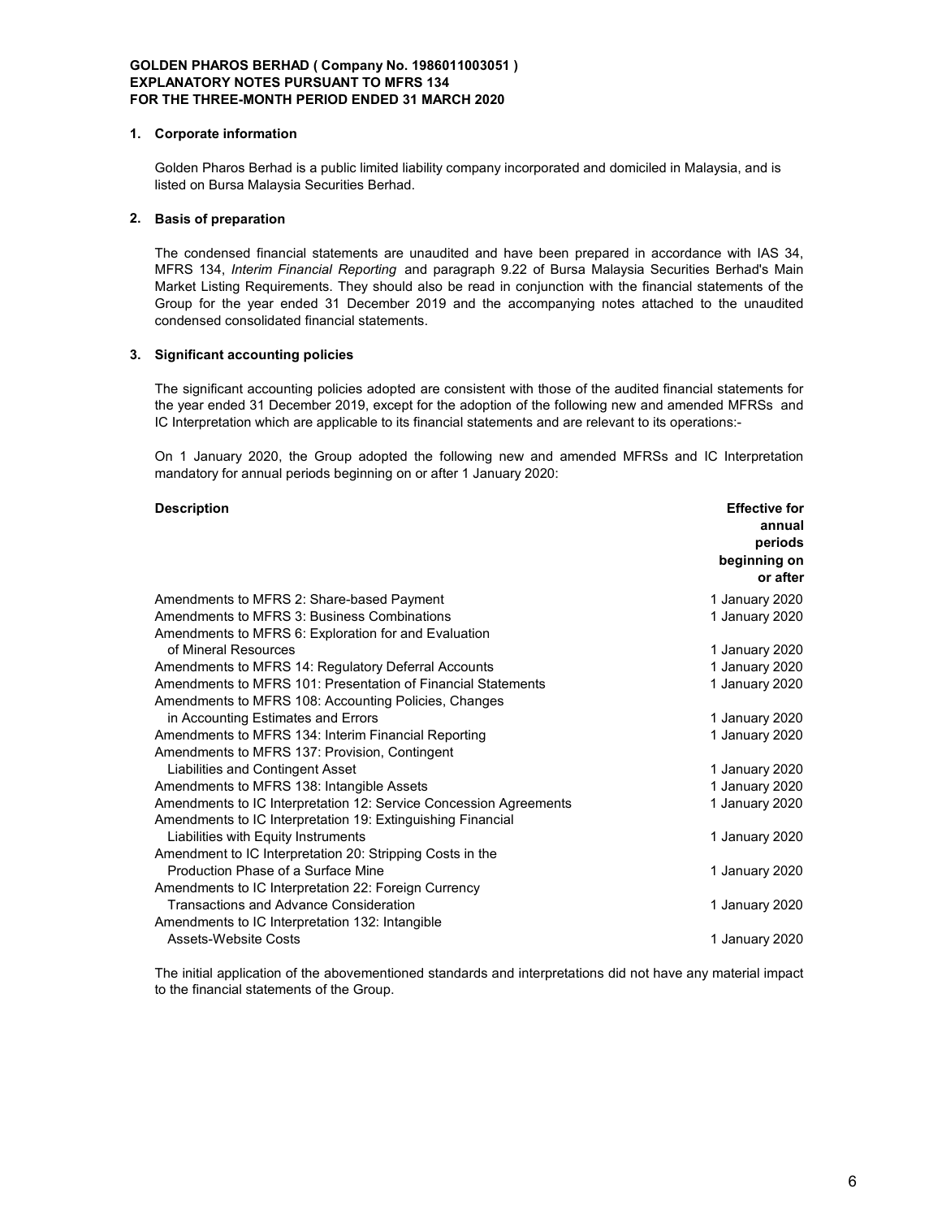**GOLDEN PHAROS BERHAD ( Company No. 1986011003051 )**
**EXPLANATORY NOTES PURSUANT TO MFRS 134**
**FOR THE THREE-MONTH PERIOD ENDED 31 MARCH 2020**

## 1. Corporate information

Golden Pharos Berhad is a public limited liability company incorporated and domiciled in Malaysia, and is listed on Bursa Malaysia Securities Berhad.

## 2. Basis of preparation

The condensed financial statements are unaudited and have been prepared in accordance with IAS 34, MFRS 134, *Interim Financial Reporting* and paragraph 9.22 of Bursa Malaysia Securities Berhad's Main Market Listing Requirements. They should also be read in conjunction with the financial statements of the Group for the year ended 31 December 2019 and the accompanying notes attached to the unaudited condensed consolidated financial statements.

## 3. Significant accounting policies

The significant accounting policies adopted are consistent with those of the audited financial statements for the year ended 31 December 2019, except for the adoption of the following new and amended MFRSs and IC Interpretation which are applicable to its financial statements and are relevant to its operations:-

On 1 January 2020, the Group adopted the following new and amended MFRSs and IC Interpretation mandatory for annual periods beginning on or after 1 January 2020:

| Description | Effective for annual periods beginning on or after |
|---|---|
| Amendments to MFRS 2: Share-based Payment | 1 January 2020 |
| Amendments to MFRS 3: Business Combinations | 1 January 2020 |
| Amendments to MFRS 6: Exploration for and Evaluation of Mineral Resources | 1 January 2020 |
| Amendments to MFRS 14: Regulatory Deferral Accounts | 1 January 2020 |
| Amendments to MFRS 101: Presentation of Financial Statements | 1 January 2020 |
| Amendments to MFRS 108: Accounting Policies, Changes in Accounting Estimates and Errors | 1 January 2020 |
| Amendments to MFRS 134: Interim Financial Reporting | 1 January 2020 |
| Amendments to MFRS 137: Provision, Contingent Liabilities and Contingent Asset | 1 January 2020 |
| Amendments to MFRS 138: Intangible Assets | 1 January 2020 |
| Amendments to IC Interpretation 12: Service Concession Agreements | 1 January 2020 |
| Amendments to IC Interpretation 19: Extinguishing Financial Liabilities with Equity Instruments | 1 January 2020 |
| Amendment to IC Interpretation 20: Stripping Costs in the Production Phase of a Surface Mine | 1 January 2020 |
| Amendments to IC Interpretation 22: Foreign Currency Transactions and Advance Consideration | 1 January 2020 |
| Amendments to IC Interpretation 132: Intangible Assets-Website Costs | 1 January 2020 |

The initial application of the abovementioned standards and interpretations did not have any material impact to the financial statements of the Group.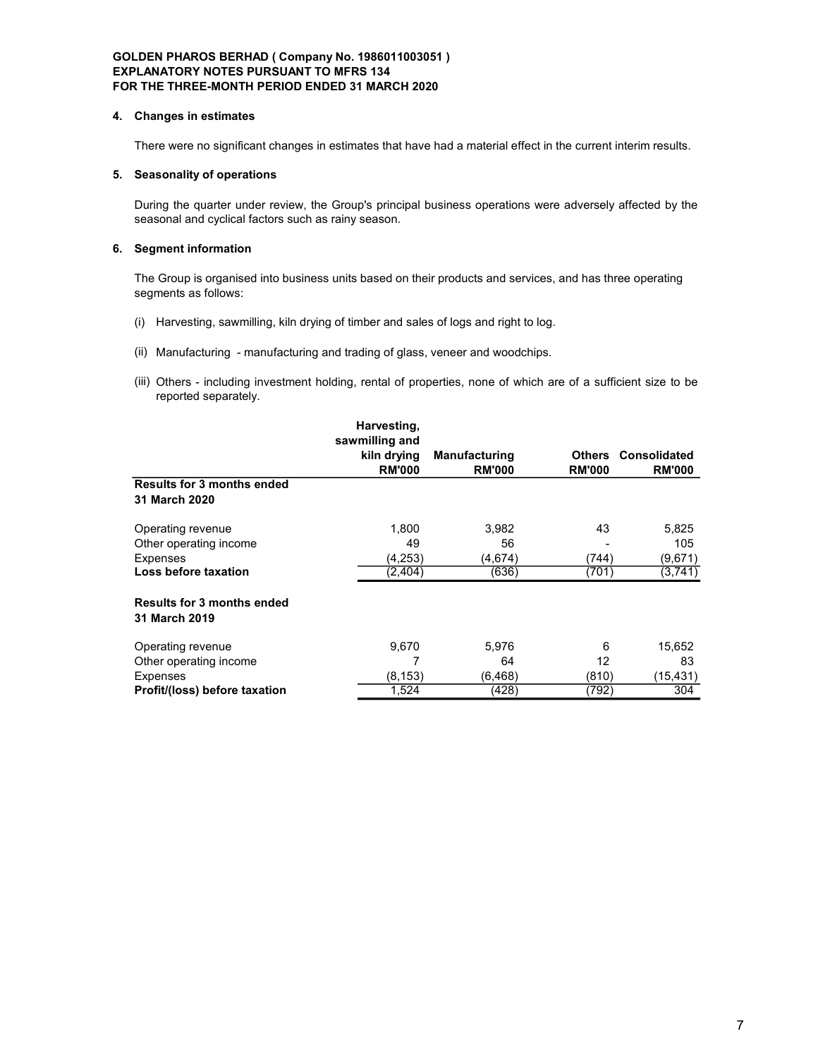**GOLDEN PHAROS BERHAD ( Company No. 1986011003051 )**
**EXPLANATORY NOTES PURSUANT TO MFRS 134**
**FOR THE THREE-MONTH PERIOD ENDED 31 MARCH 2020**

## 4. Changes in estimates

There were no significant changes in estimates that have had a material effect in the current interim results.

## 5. Seasonality of operations

During the quarter under review, the Group's principal business operations were adversely affected by the seasonal and cyclical factors such as rainy season.

## 6. Segment information

The Group is organised into business units based on their products and services, and has three operating segments as follows:

(i) Harvesting, sawmilling, kiln drying of timber and sales of logs and right to log.

(ii) Manufacturing - manufacturing and trading of glass, veneer and woodchips.

(iii) Others - including investment holding, rental of properties, none of which are of a sufficient size to be reported separately.

| | Harvesting, sawmilling and kiln drying RM'000 | Manufacturing RM'000 | Others RM'000 | Consolidated RM'000 |
|---|---|---|---|---|
| **Results for 3 months ended 31 March 2020** | | | | |
| Operating revenue | 1,800 | 3,982 | 43 | 5,825 |
| Other operating income | 49 | 56 | - | 105 |
| Expenses | (4,253) | (4,674) | (744) | (9,671) |
| **Loss before taxation** | (2,404) | (636) | (701) | (3,741) |
| **Results for 3 months ended 31 March 2019** | | | | |
| Operating revenue | 9,670 | 5,976 | 6 | 15,652 |
| Other operating income | 7 | 64 | 12 | 83 |
| Expenses | (8,153) | (6,468) | (810) | (15,431) |
| **Profit/(loss) before taxation** | 1,524 | (428) | (792) | 304 |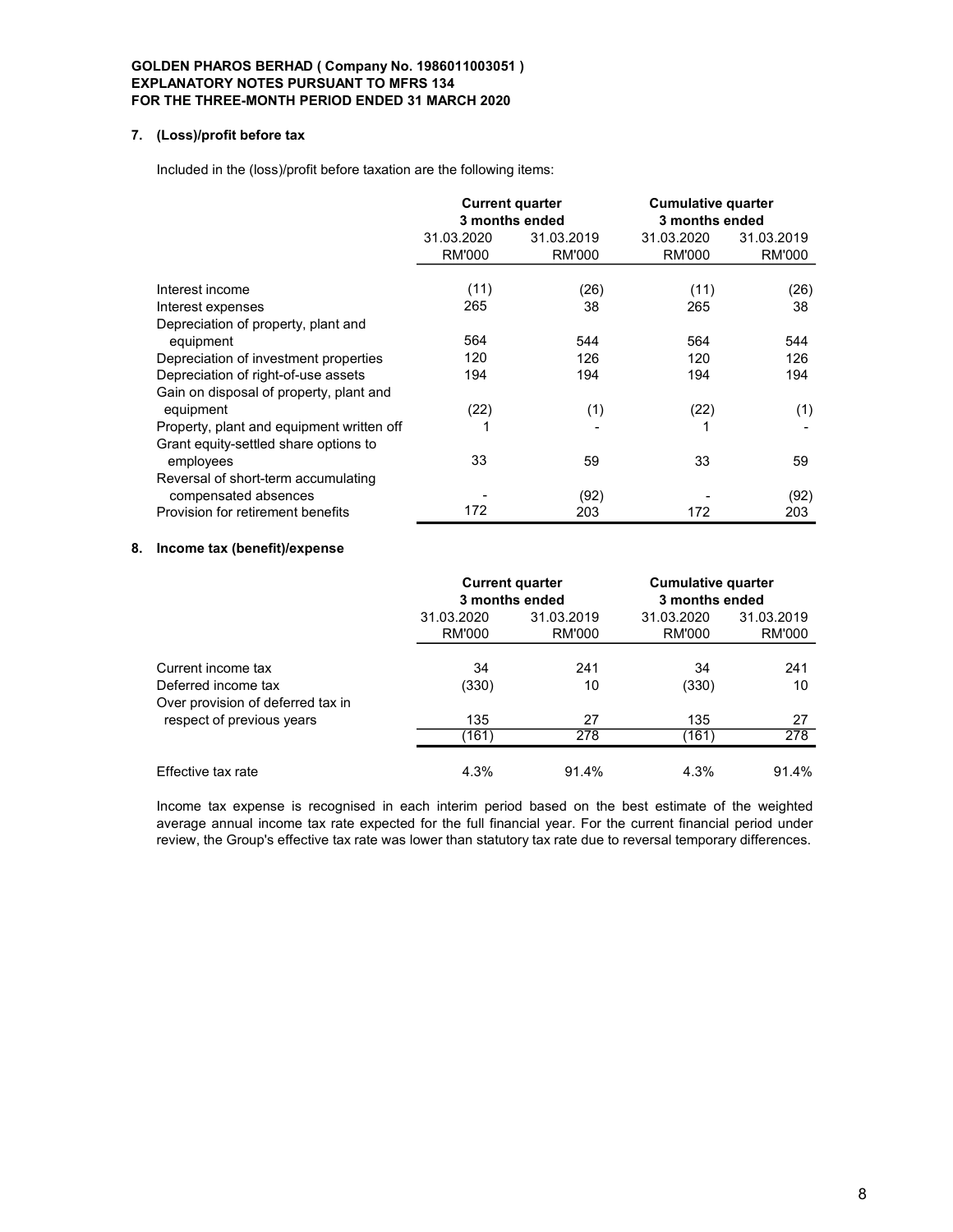**GOLDEN PHAROS BERHAD ( Company No. 1986011003051 )**
**EXPLANATORY NOTES PURSUANT TO MFRS 134**
**FOR THE THREE-MONTH PERIOD ENDED 31 MARCH 2020**

## 7. (Loss)/profit before tax

Included in the (loss)/profit before taxation are the following items:

| | Current quarter 3 months ended | | Cumulative quarter 3 months ended | |
|---|---|---|---|---|
| | 31.03.2020 RM'000 | 31.03.2019 RM'000 | 31.03.2020 RM'000 | 31.03.2019 RM'000 |
| Interest income | (11) | (26) | (11) | (26) |
| Interest expenses | 265 | 38 | 265 | 38 |
| Depreciation of property, plant and equipment | 564 | 544 | 564 | 544 |
| Depreciation of investment properties | 120 | 126 | 120 | 126 |
| Depreciation of right-of-use assets | 194 | 194 | 194 | 194 |
| Gain on disposal of property, plant and equipment | (22) | (1) | (22) | (1) |
| Property, plant and equipment written off | 1 | - | 1 | - |
| Grant equity-settled share options to employees | 33 | 59 | 33 | 59 |
| Reversal of short-term accumulating compensated absences | - | (92) | - | (92) |
| Provision for retirement benefits | 172 | 203 | 172 | 203 |

## 8. Income tax (benefit)/expense

| | Current quarter 3 months ended | | Cumulative quarter 3 months ended | |
|---|---|---|---|---|
| | 31.03.2020 RM'000 | 31.03.2019 RM'000 | 31.03.2020 RM'000 | 31.03.2019 RM'000 |
| Current income tax | 34 | 241 | 34 | 241 |
| Deferred income tax | (330) | 10 | (330) | 10 |
| Over provision of deferred tax in respect of previous years | 135 | 27 | 135 | 27 |
| | (161) | 278 | (161) | 278 |
| Effective tax rate | 4.3% | 91.4% | 4.3% | 91.4% |

Income tax expense is recognised in each interim period based on the best estimate of the weighted average annual income tax rate expected for the full financial year. For the current financial period under review, the Group's effective tax rate was lower than statutory tax rate due to reversal temporary differences.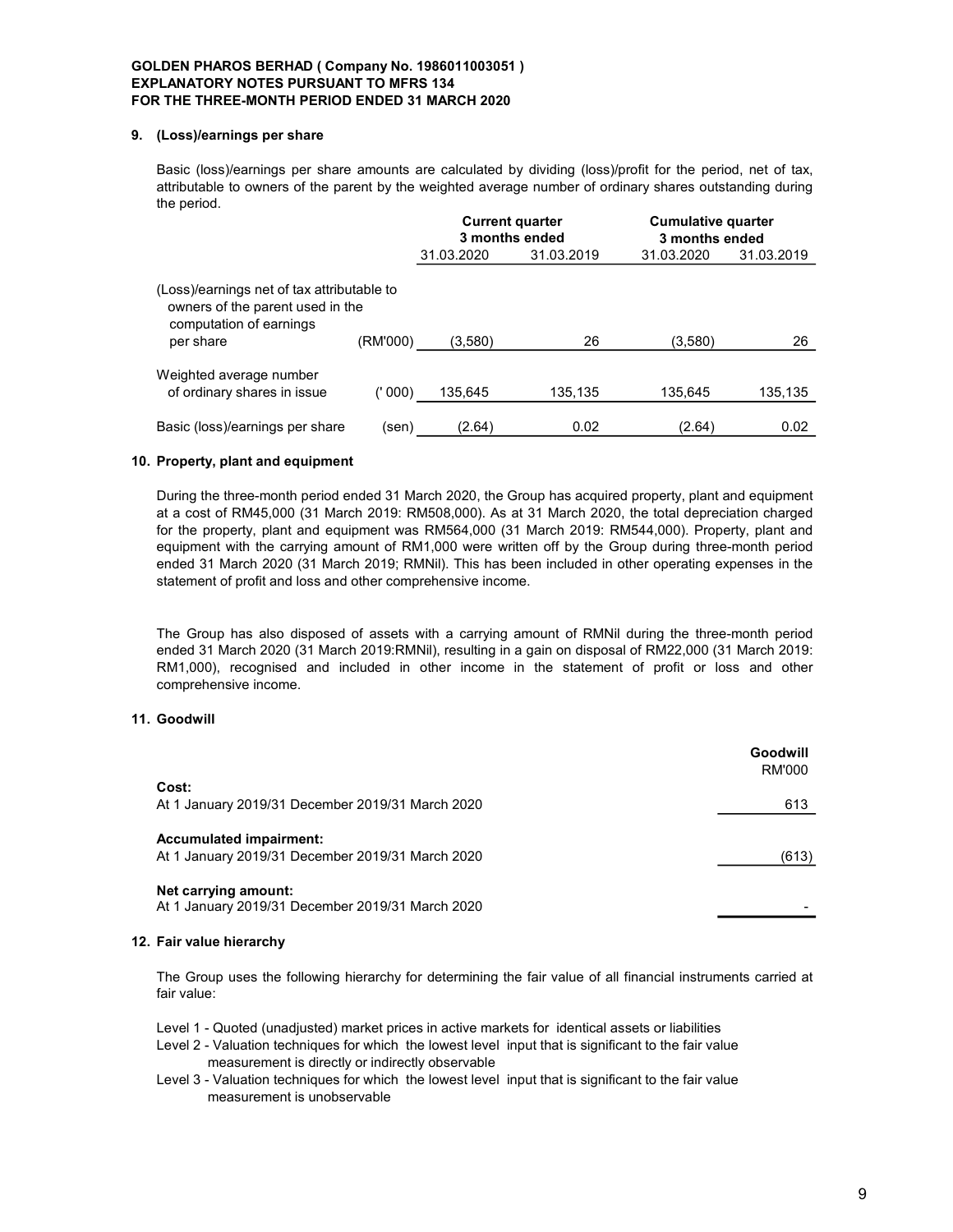## 9. (Loss)/earnings per share

Basic (loss)/earnings per share amounts are calculated by dividing (loss)/profit for the period, net of tax, attributable to owners of the parent by the weighted average number of ordinary shares outstanding during the period.

| | | Current quarter 3 months ended | | Cumulative quarter 3 months ended | |
|---|---|---|---|---|---|
| | | 31.03.2020 | 31.03.2019 | 31.03.2020 | 31.03.2019 |
| (Loss)/earnings net of tax attributable to owners of the parent used in the computation of earnings per share | (RM'000) | (3,580) | 26 | (3,580) | 26 |
| Weighted average number of ordinary shares in issue | (' 000) | 135,645 | 135,135 | 135,645 | 135,135 |
| Basic (loss)/earnings per share | (sen) | (2.64) | 0.02 | (2.64) | 0.02 |

## 10. Property, plant and equipment

During the three-month period ended 31 March 2020, the Group has acquired property, plant and equipment at a cost of RM45,000 (31 March 2019: RM508,000). As at 31 March 2020, the total depreciation charged for the property, plant and equipment was RM564,000 (31 March 2019: RM544,000). Property, plant and equipment with the carrying amount of RM1,000 were written off by the Group during three-month period ended 31 March 2020 (31 March 2019; RMNil). This has been included in other operating expenses in the statement of profit and loss and other comprehensive income.

The Group has also disposed of assets with a carrying amount of RMNil during the three-month period ended 31 March 2020 (31 March 2019:RMNil), resulting in a gain on disposal of RM22,000 (31 March 2019: RM1,000), recognised and included in other income in the statement of profit or loss and other comprehensive income.

## 11. Goodwill

| | Goodwill RM'000 |
|---|---|
| **Cost:** | |
| At 1 January 2019/31 December 2019/31 March 2020 | 613 |
| **Accumulated impairment:** | |
| At 1 January 2019/31 December 2019/31 March 2020 | (613) |
| **Net carrying amount:** | |
| At 1 January 2019/31 December 2019/31 March 2020 | - |

## 12. Fair value hierarchy

The Group uses the following hierarchy for determining the fair value of all financial instruments carried at fair value:

Level 1 - Quoted (unadjusted) market prices in active markets for identical assets or liabilities
Level 2 - Valuation techniques for which the lowest level input that is significant to the fair value measurement is directly or indirectly observable
Level 3 - Valuation techniques for which the lowest level input that is significant to the fair value measurement is unobservable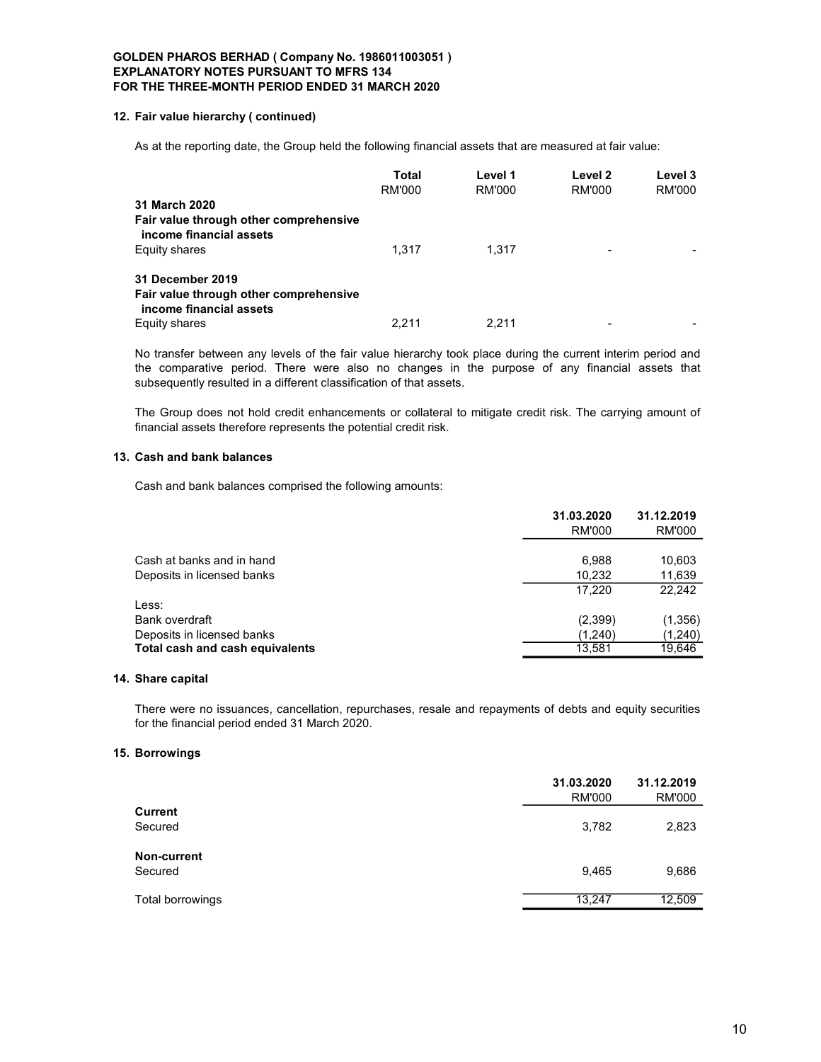## 12. Fair value hierarchy ( continued)

As at the reporting date, the Group held the following financial assets that are measured at fair value:

| | Total RM'000 | Level 1 RM'000 | Level 2 RM'000 | Level 3 RM'000 |
|---|---|---|---|---|
| **31 March 2020** | | | | |
| **Fair value through other comprehensive income financial assets** | | | | |
| Equity shares | 1,317 | 1,317 | - | - |
| **31 December 2019** | | | | |
| **Fair value through other comprehensive income financial assets** | | | | |
| Equity shares | 2,211 | 2,211 | - | - |

No transfer between any levels of the fair value hierarchy took place during the current interim period and the comparative period. There were also no changes in the purpose of any financial assets that subsequently resulted in a different classification of that assets.

The Group does not hold credit enhancements or collateral to mitigate credit risk. The carrying amount of financial assets therefore represents the potential credit risk.

## 13. Cash and bank balances

Cash and bank balances comprised the following amounts:

| | 31.03.2020 RM'000 | 31.12.2019 RM'000 |
|---|---|---|
| Cash at banks and in hand | 6,988 | 10,603 |
| Deposits in licensed banks | 10,232 | 11,639 |
| | 17,220 | 22,242 |
| Less: | | |
| Bank overdraft | (2,399) | (1,356) |
| Deposits in licensed banks | (1,240) | (1,240) |
| **Total cash and cash equivalents** | 13,581 | 19,646 |

## 14. Share capital

There were no issuances, cancellation, repurchases, resale and repayments of debts and equity securities for the financial period ended 31 March 2020.

## 15. Borrowings

| | 31.03.2020 RM'000 | 31.12.2019 RM'000 |
|---|---|---|
| **Current** | | |
| Secured | 3,782 | 2,823 |
| **Non-current** | | |
| Secured | 9,465 | 9,686 |
| Total borrowings | 13,247 | 12,509 |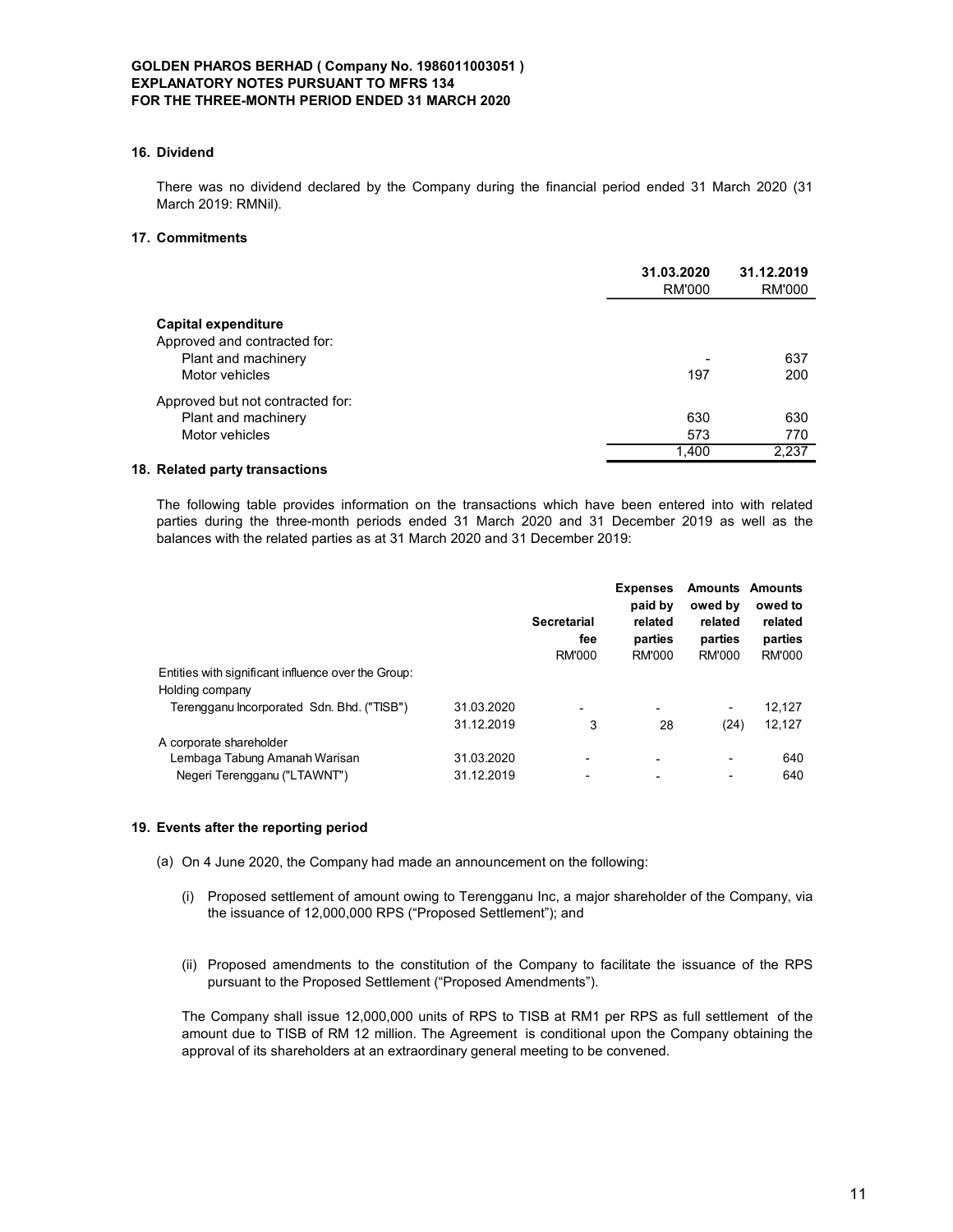**GOLDEN PHAROS BERHAD ( Company No. 1986011003051 )**
**EXPLANATORY NOTES PURSUANT TO MFRS 134**
**FOR THE THREE-MONTH PERIOD ENDED 31 MARCH 2020**

**16. Dividend**

There was no dividend declared by the Company during the financial period ended 31 March 2020 (31 March 2019: RMNil).

**17. Commitments**

| | 31.03.2020 RM'000 | 31.12.2019 RM'000 |
|---|---|---|
| **Capital expenditure** | | |
| Approved and contracted for: | | |
| Plant and machinery | - | 637 |
| Motor vehicles | 197 | 200 |
| Approved but not contracted for: | | |
| Plant and machinery | 630 | 630 |
| Motor vehicles | 573 | 770 |
| | 1,400 | 2,237 |

**18. Related party transactions**

The following table provides information on the transactions which have been entered into with related parties during the three-month periods ended 31 March 2020 and 31 December 2019 as well as the balances with the related parties as at 31 March 2020 and 31 December 2019:

| | | Secretarial fee RM'000 | Expenses paid by related parties RM'000 | Amounts owed by related parties RM'000 | Amounts owed to related parties RM'000 |
|---|---|---|---|---|---|
| Entities with significant influence over the Group: | | | | | |
| Holding company | | | | | |
| Terengganu Incorporated Sdn. Bhd. ("TISB") | 31.03.2020 | - | - | - | 12,127 |
| | 31.12.2019 | 3 | 28 | (24) | 12,127 |
| A corporate shareholder | | | | | |
| Lembaga Tabung Amanah Warisan | 31.03.2020 | - | - | - | 640 |
| Negeri Terengganu ("LTAWNT") | 31.12.2019 | - | - | - | 640 |

**19. Events after the reporting period**

(a) On 4 June 2020, the Company had made an announcement on the following:

(i) Proposed settlement of amount owing to Terengganu Inc, a major shareholder of the Company, via the issuance of 12,000,000 RPS ("Proposed Settlement"); and

(ii) Proposed amendments to the constitution of the Company to facilitate the issuance of the RPS pursuant to the Proposed Settlement ("Proposed Amendments").

The Company shall issue 12,000,000 units of RPS to TISB at RM1 per RPS as full settlement of the amount due to TISB of RM 12 million. The Agreement is conditional upon the Company obtaining the approval of its shareholders at an extraordinary general meeting to be convened.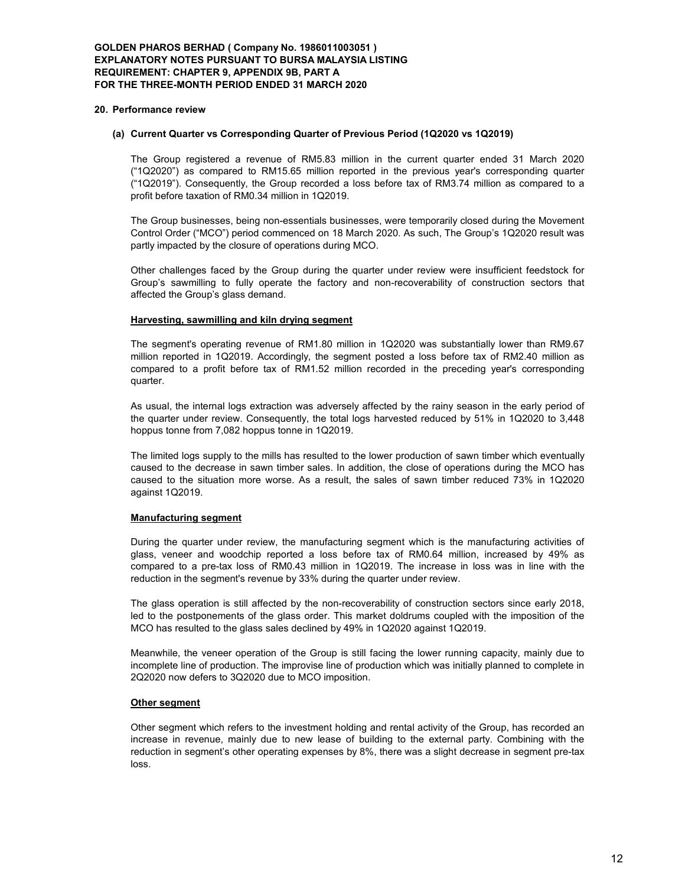**GOLDEN PHAROS BERHAD ( Company No. 1986011003051 )**
**EXPLANATORY NOTES PURSUANT TO BURSA MALAYSIA LISTING REQUIREMENT: CHAPTER 9, APPENDIX 9B, PART A**
**FOR THE THREE-MONTH PERIOD ENDED 31 MARCH 2020**

**20. Performance review**

**(a) Current Quarter vs Corresponding Quarter of Previous Period (1Q2020 vs 1Q2019)**

The Group registered a revenue of RM5.83 million in the current quarter ended 31 March 2020 ("1Q2020") as compared to RM15.65 million reported in the previous year's corresponding quarter ("1Q2019"). Consequently, the Group recorded a loss before tax of RM3.74 million as compared to a profit before taxation of RM0.34 million in 1Q2019.

The Group businesses, being non-essentials businesses, were temporarily closed during the Movement Control Order ("MCO") period commenced on 18 March 2020. As such, The Group's 1Q2020 result was partly impacted by the closure of operations during MCO.

Other challenges faced by the Group during the quarter under review were insufficient feedstock for Group's sawmilling to fully operate the factory and non-recoverability of construction sectors that affected the Group's glass demand.

<u>**Harvesting, sawmilling and kiln drying segment**</u>

The segment's operating revenue of RM1.80 million in 1Q2020 was substantially lower than RM9.67 million reported in 1Q2019. Accordingly, the segment posted a loss before tax of RM2.40 million as compared to a profit before tax of RM1.52 million recorded in the preceding year's corresponding quarter.

As usual, the internal logs extraction was adversely affected by the rainy season in the early period of the quarter under review. Consequently, the total logs harvested reduced by 51% in 1Q2020 to 3,448 hoppus tonne from 7,082 hoppus tonne in 1Q2019.

The limited logs supply to the mills has resulted to the lower production of sawn timber which eventually caused to the decrease in sawn timber sales. In addition, the close of operations during the MCO has caused to the situation more worse. As a result, the sales of sawn timber reduced 73% in 1Q2020 against 1Q2019.

<u>**Manufacturing segment**</u>

During the quarter under review, the manufacturing segment which is the manufacturing activities of glass, veneer and woodchip reported a loss before tax of RM0.64 million, increased by 49% as compared to a pre-tax loss of RM0.43 million in 1Q2019. The increase in loss was in line with the reduction in the segment's revenue by 33% during the quarter under review.

The glass operation is still affected by the non-recoverability of construction sectors since early 2018, led to the postponements of the glass order. This market doldrums coupled with the imposition of the MCO has resulted to the glass sales declined by 49% in 1Q2020 against 1Q2019.

Meanwhile, the veneer operation of the Group is still facing the lower running capacity, mainly due to incomplete line of production. The improvise line of production which was initially planned to complete in 2Q2020 now defers to 3Q2020 due to MCO imposition.

<u>**Other segment**</u>

Other segment which refers to the investment holding and rental activity of the Group, has recorded an increase in revenue, mainly due to new lease of building to the external party. Combining with the reduction in segment's other operating expenses by 8%, there was a slight decrease in segment pre-tax loss.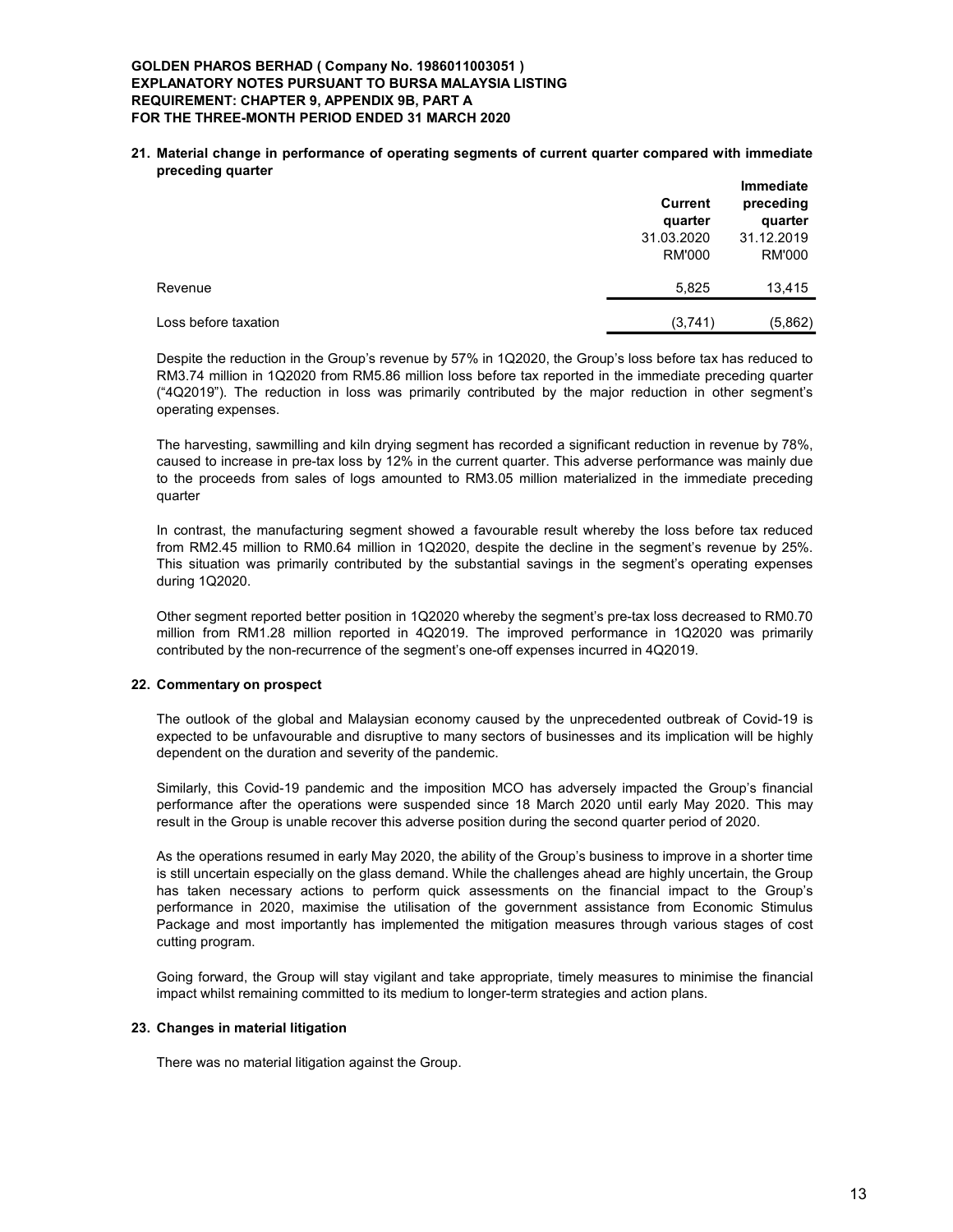**GOLDEN PHAROS BERHAD ( Company No. 1986011003051 )**
**EXPLANATORY NOTES PURSUANT TO BURSA MALAYSIA LISTING REQUIREMENT: CHAPTER 9, APPENDIX 9B, PART A**
**FOR THE THREE-MONTH PERIOD ENDED 31 MARCH 2020**

## 21. Material change in performance of operating segments of current quarter compared with immediate preceding quarter

| | Current quarter 31.03.2020 RM'000 | Immediate preceding quarter 31.12.2019 RM'000 |
|---|---|---|
| Revenue | 5,825 | 13,415 |
| Loss before taxation | (3,741) | (5,862) |

Despite the reduction in the Group's revenue by 57% in 1Q2020, the Group's loss before tax has reduced to RM3.74 million in 1Q2020 from RM5.86 million loss before tax reported in the immediate preceding quarter ("4Q2019"). The reduction in loss was primarily contributed by the major reduction in other segment's operating expenses.

The harvesting, sawmilling and kiln drying segment has recorded a significant reduction in revenue by 78%, caused to increase in pre-tax loss by 12% in the current quarter. This adverse performance was mainly due to the proceeds from sales of logs amounted to RM3.05 million materialized in the immediate preceding quarter

In contrast, the manufacturing segment showed a favourable result whereby the loss before tax reduced from RM2.45 million to RM0.64 million in 1Q2020, despite the decline in the segment's revenue by 25%. This situation was primarily contributed by the substantial savings in the segment's operating expenses during 1Q2020.

Other segment reported better position in 1Q2020 whereby the segment's pre-tax loss decreased to RM0.70 million from RM1.28 million reported in 4Q2019. The improved performance in 1Q2020 was primarily contributed by the non-recurrence of the segment's one-off expenses incurred in 4Q2019.

## 22. Commentary on prospect

The outlook of the global and Malaysian economy caused by the unprecedented outbreak of Covid-19 is expected to be unfavourable and disruptive to many sectors of businesses and its implication will be highly dependent on the duration and severity of the pandemic.

Similarly, this Covid-19 pandemic and the imposition MCO has adversely impacted the Group's financial performance after the operations were suspended since 18 March 2020 until early May 2020. This may result in the Group is unable recover this adverse position during the second quarter period of 2020.

As the operations resumed in early May 2020, the ability of the Group's business to improve in a shorter time is still uncertain especially on the glass demand. While the challenges ahead are highly uncertain, the Group has taken necessary actions to perform quick assessments on the financial impact to the Group's performance in 2020, maximise the utilisation of the government assistance from Economic Stimulus Package and most importantly has implemented the mitigation measures through various stages of cost cutting program.

Going forward, the Group will stay vigilant and take appropriate, timely measures to minimise the financial impact whilst remaining committed to its medium to longer-term strategies and action plans.

## 23. Changes in material litigation

There was no material litigation against the Group.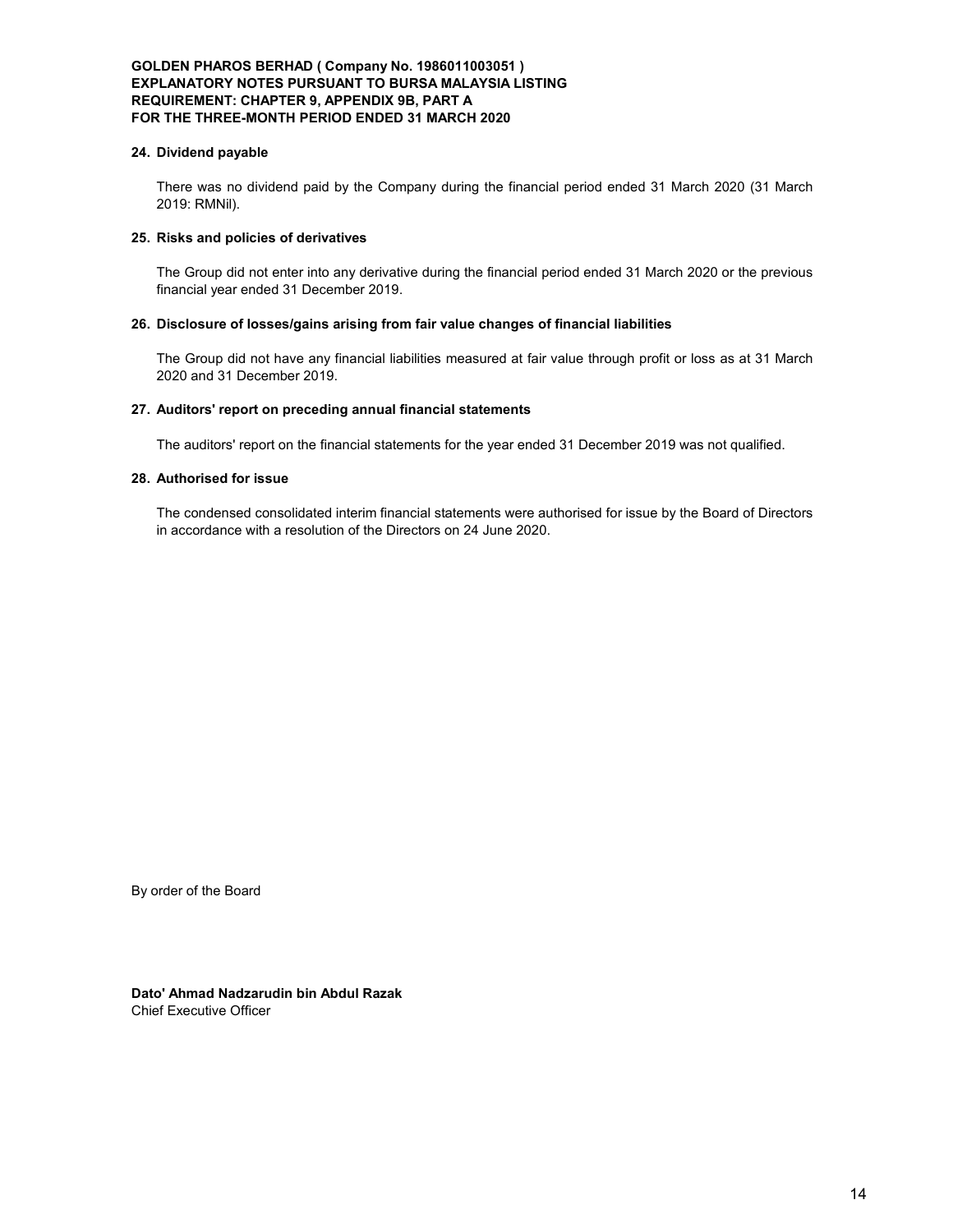### 24. Dividend payable

There was no dividend paid by the Company during the financial period ended 31 March 2020 (31 March 2019: RMNil).

### 25. Risks and policies of derivatives

The Group did not enter into any derivative during the financial period ended 31 March 2020 or the previous financial year ended 31 December 2019.

### 26. Disclosure of losses/gains arising from fair value changes of financial liabilities

The Group did not have any financial liabilities measured at fair value through profit or loss as at 31 March 2020 and 31 December 2019.

### 27. Auditors' report on preceding annual financial statements

The auditors' report on the financial statements for the year ended 31 December 2019 was not qualified.

### 28. Authorised for issue

The condensed consolidated interim financial statements were authorised for issue by the Board of Directors in accordance with a resolution of the Directors on 24 June 2020.

By order of the Board

**Dato' Ahmad Nadzarudin bin Abdul Razak**
Chief Executive Officer